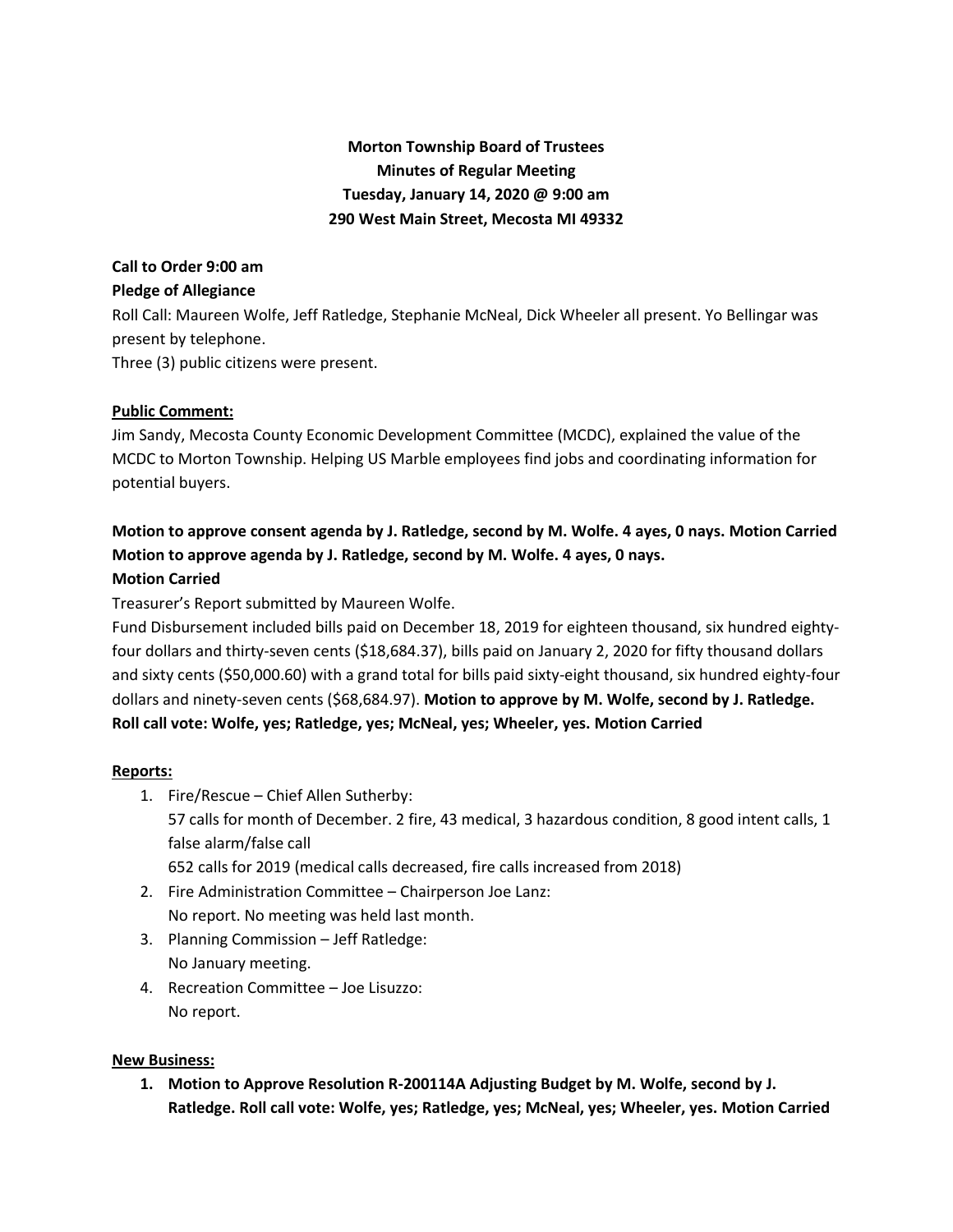**Morton Township Board of Trustees**
**Minutes of Regular Meeting**
**Tuesday, January 14, 2020 @ 9:00 am**
**290 West Main Street, Mecosta MI 49332**

**Call to Order 9:00 am**

**Pledge of Allegiance**

Roll Call: Maureen Wolfe, Jeff Ratledge, Stephanie McNeal, Dick Wheeler all present. Yo Bellingar was present by telephone.

Three (3) public citizens were present.

**Public Comment:**

Jim Sandy, Mecosta County Economic Development Committee (MCDC), explained the value of the MCDC to Morton Township. Helping US Marble employees find jobs and coordinating information for potential buyers.

**Motion to approve consent agenda by J. Ratledge, second by M. Wolfe. 4 ayes, 0 nays. Motion Carried**

**Motion to approve agenda by J. Ratledge, second by M. Wolfe. 4 ayes, 0 nays.**

**Motion Carried**

Treasurer's Report submitted by Maureen Wolfe.

Fund Disbursement included bills paid on December 18, 2019 for eighteen thousand, six hundred eighty-four dollars and thirty-seven cents ($18,684.37), bills paid on January 2, 2020 for fifty thousand dollars and sixty cents ($50,000.60) with a grand total for bills paid sixty-eight thousand, six hundred eighty-four dollars and ninety-seven cents ($68,684.97). **Motion to approve by M. Wolfe, second by J. Ratledge. Roll call vote: Wolfe, yes; Ratledge, yes; McNeal, yes; Wheeler, yes. Motion Carried**

**Reports:**

1. Fire/Rescue – Chief Allen Sutherby:
   57 calls for month of December. 2 fire, 43 medical, 3 hazardous condition, 8 good intent calls, 1 false alarm/false call
   652 calls for 2019 (medical calls decreased, fire calls increased from 2018)
2. Fire Administration Committee – Chairperson Joe Lanz:
   No report. No meeting was held last month.
3. Planning Commission – Jeff Ratledge:
   No January meeting.
4. Recreation Committee – Joe Lisuzzo:
   No report.

**New Business:**

1. **Motion to Approve Resolution R-200114A Adjusting Budget by M. Wolfe, second by J. Ratledge. Roll call vote: Wolfe, yes; Ratledge, yes; McNeal, yes; Wheeler, yes. Motion Carried**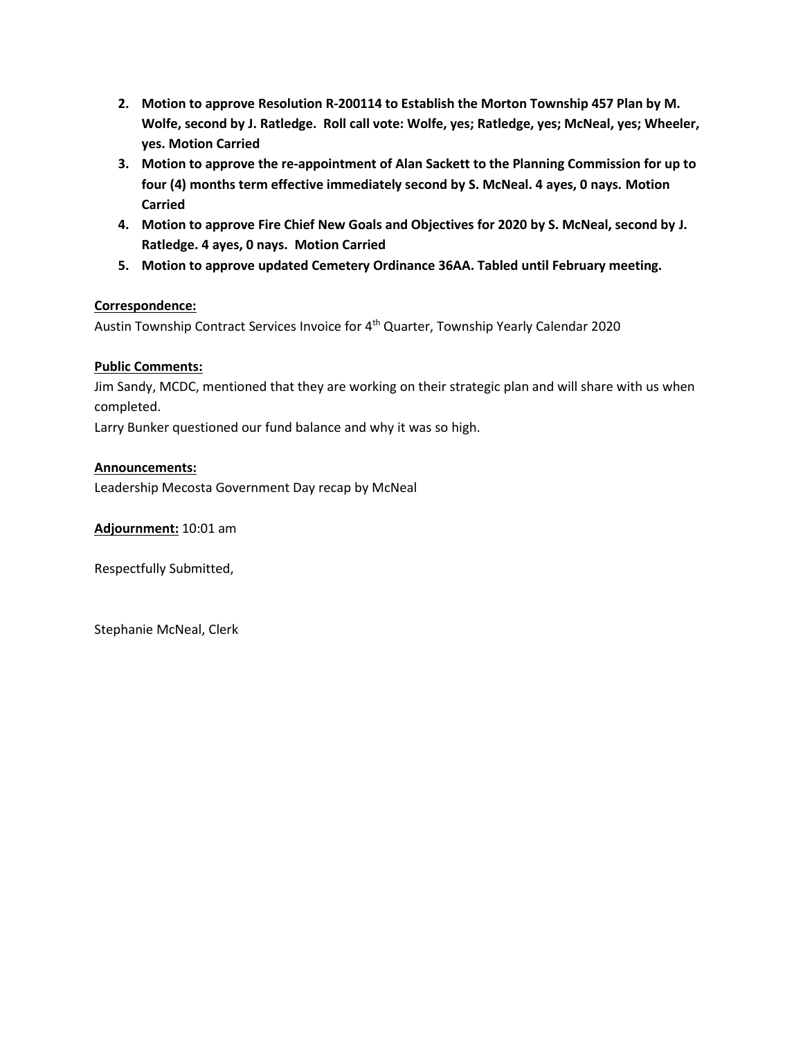2. **Motion to approve Resolution R-200114 to Establish the Morton Township 457 Plan by M. Wolfe, second by J. Ratledge. Roll call vote: Wolfe, yes; Ratledge, yes; McNeal, yes; Wheeler, yes. Motion Carried**
3. **Motion to approve the re-appointment of Alan Sackett to the Planning Commission for up to four (4) months term effective immediately second by S. McNeal. 4 ayes, 0 nays. Motion Carried**
4. **Motion to approve Fire Chief New Goals and Objectives for 2020 by S. McNeal, second by J. Ratledge. 4 ayes, 0 nays. Motion Carried**
5. **Motion to approve updated Cemetery Ordinance 36AA. Tabled until February meeting.**

**Correspondence:**

Austin Township Contract Services Invoice for 4th Quarter, Township Yearly Calendar 2020

**Public Comments:**

Jim Sandy, MCDC, mentioned that they are working on their strategic plan and will share with us when completed.

Larry Bunker questioned our fund balance and why it was so high.

**Announcements:**

Leadership Mecosta Government Day recap by McNeal

**Adjournment:** 10:01 am

Respectfully Submitted,

Stephanie McNeal, Clerk